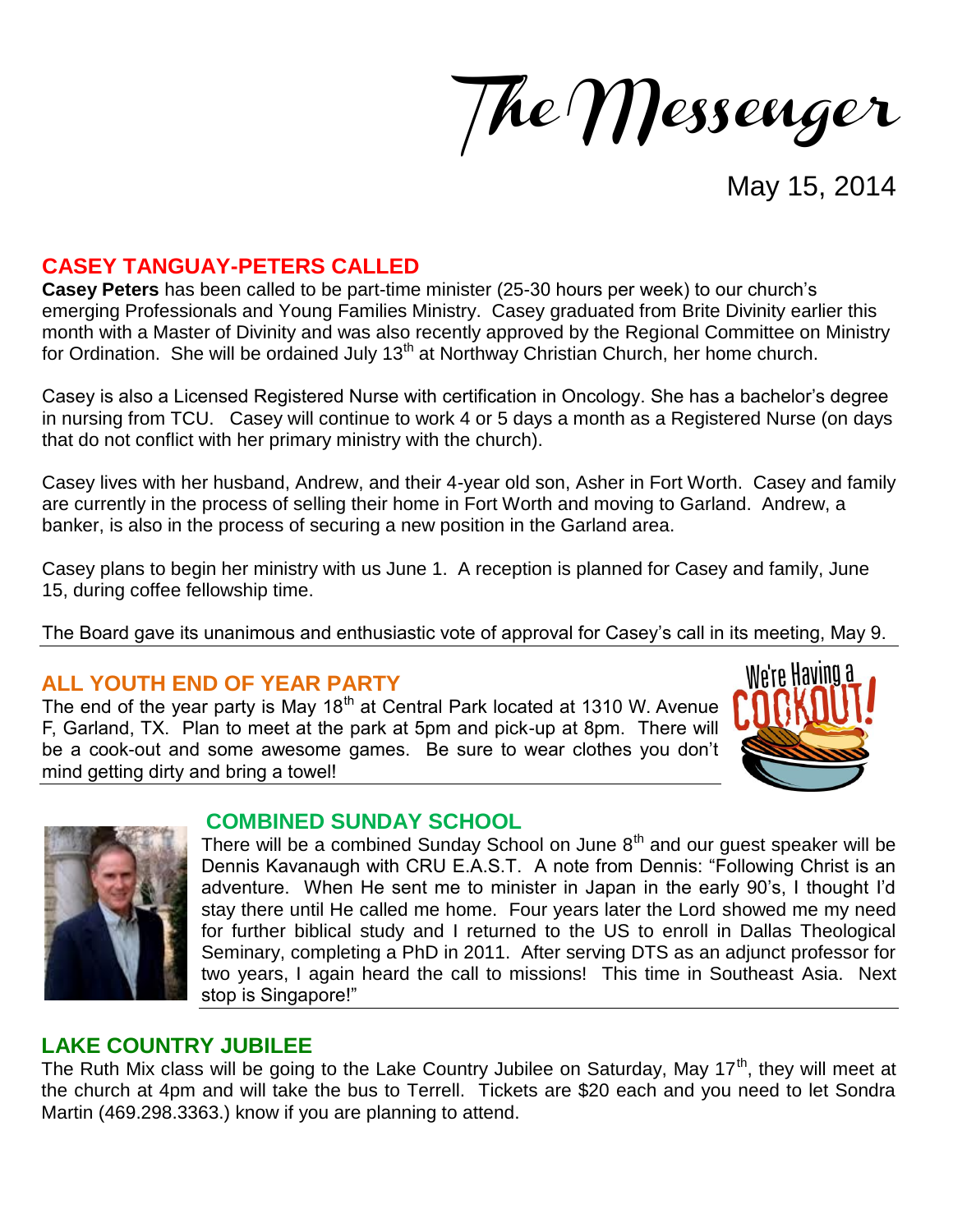# The Messenger

May 15, 2014

## CASEY TANGUAY-PETERS CALLED

**Casey Peters** has been called to be part-time minister (25-30 hours per week) to our church's emerging Professionals and Young Families Ministry. Casey graduated from Brite Divinity earlier this month with a Master of Divinity and was also recently approved by the Regional Committee on Ministry for Ordination. She will be ordained July 13th at Northway Christian Church, her home church.

Casey is also a Licensed Registered Nurse with certification in Oncology. She has a bachelor's degree in nursing from TCU. Casey will continue to work 4 or 5 days a month as a Registered Nurse (on days that do not conflict with her primary ministry with the church).

Casey lives with her husband, Andrew, and their 4-year old son, Asher in Fort Worth. Casey and family are currently in the process of selling their home in Fort Worth and moving to Garland. Andrew, a banker, is also in the process of securing a new position in the Garland area.

Casey plans to begin her ministry with us June 1. A reception is planned for Casey and family, June 15, during coffee fellowship time.

The Board gave its unanimous and enthusiastic vote of approval for Casey's call in its meeting, May 9.

## ALL YOUTH END OF YEAR PARTY

The end of the year party is May 18th at Central Park located at 1310 W. Avenue F, Garland, TX. Plan to meet at the park at 5pm and pick-up at 8pm. There will be a cook-out and some awesome games. Be sure to wear clothes you don't mind getting dirty and bring a towel!

We're Having a COOKOUT!

## COMBINED SUNDAY SCHOOL

There will be a combined Sunday School on June 8th and our guest speaker will be Dennis Kavanaugh with CRU E.A.S.T. A note from Dennis: "Following Christ is an adventure. When He sent me to minister in Japan in the early 90's, I thought I'd stay there until He called me home. Four years later the Lord showed me my need for further biblical study and I returned to the US to enroll in Dallas Theological Seminary, completing a PhD in 2011. After serving DTS as an adjunct professor for two years, I again heard the call to missions! This time in Southeast Asia. Next stop is Singapore!"

## LAKE COUNTRY JUBILEE

The Ruth Mix class will be going to the Lake Country Jubilee on Saturday, May 17th, they will meet at the church at 4pm and will take the bus to Terrell. Tickets are $20 each and you need to let Sondra Martin (469.298.3363.) know if you are planning to attend.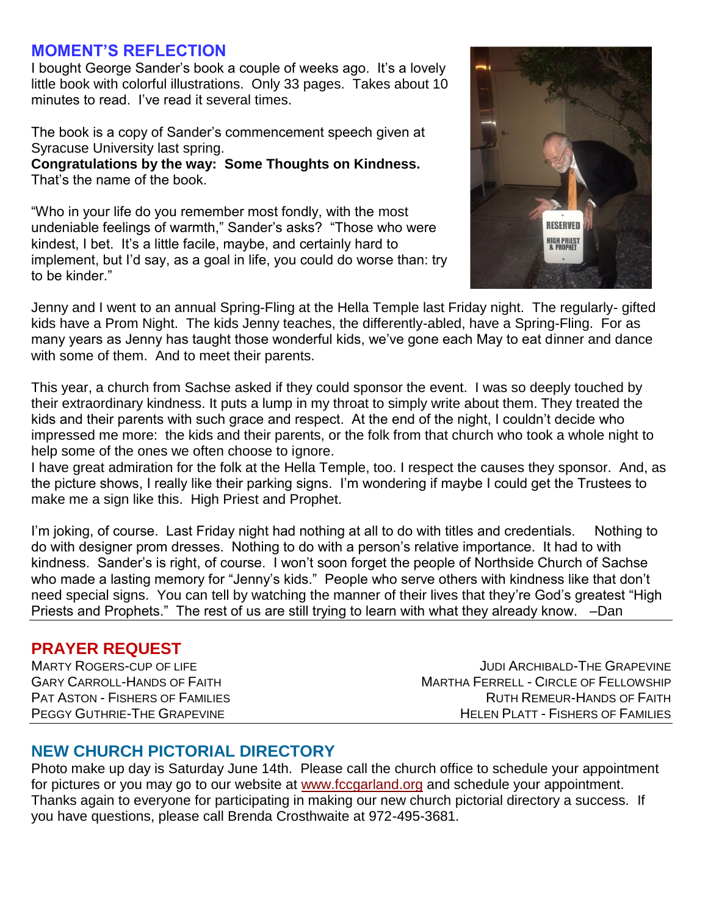## MOMENT'S REFLECTION

I bought George Sander's book a couple of weeks ago. It's a lovely little book with colorful illustrations. Only 33 pages. Takes about 10 minutes to read. I've read it several times.

The book is a copy of Sander's commencement speech given at Syracuse University last spring.
**Congratulations by the way: Some Thoughts on Kindness.** That's the name of the book.

"Who in your life do you remember most fondly, with the most undeniable feelings of warmth," Sander's asks? "Those who were kindest, I bet. It's a little facile, maybe, and certainly hard to implement, but I'd say, as a goal in life, you could do worse than: try to be kinder."

Jenny and I went to an annual Spring-Fling at the Hella Temple last Friday night. The regularly- gifted kids have a Prom Night. The kids Jenny teaches, the differently-abled, have a Spring-Fling. For as many years as Jenny has taught those wonderful kids, we've gone each May to eat dinner and dance with some of them. And to meet their parents.

This year, a church from Sachse asked if they could sponsor the event. I was so deeply touched by their extraordinary kindness. It puts a lump in my throat to simply write about them. They treated the kids and their parents with such grace and respect. At the end of the night, I couldn't decide who impressed me more: the kids and their parents, or the folk from that church who took a whole night to help some of the ones we often choose to ignore.
I have great admiration for the folk at the Hella Temple, too. I respect the causes they sponsor. And, as the picture shows, I really like their parking signs. I'm wondering if maybe I could get the Trustees to make me a sign like this. High Priest and Prophet.

I'm joking, of course. Last Friday night had nothing at all to do with titles and credentials. Nothing to do with designer prom dresses. Nothing to do with a person's relative importance. It had to with kindness. Sander's is right, of course. I won't soon forget the people of Northside Church of Sachse who made a lasting memory for "Jenny's kids." People who serve others with kindness like that don't need special signs. You can tell by watching the manner of their lives that they're God's greatest "High Priests and Prophets." The rest of us are still trying to learn with what they already know. –Dan

## PRAYER REQUEST

Marty Rogers-Cup of Life
Gary Carroll-Hands of Faith
Pat Aston - Fishers of Families
Peggy Guthrie-The Grapevine
Judi Archibald-The Grapevine
Martha Ferrell - Circle of Fellowship
Ruth Remeur-Hands of Faith
Helen Platt - Fishers of Families

## NEW CHURCH PICTORIAL DIRECTORY

Photo make up day is Saturday June 14th. Please call the church office to schedule your appointment for pictures or you may go to our website at www.fccgarland.org and schedule your appointment. Thanks again to everyone for participating in making our new church pictorial directory a success. If you have questions, please call Brenda Crosthwaite at 972-495-3681.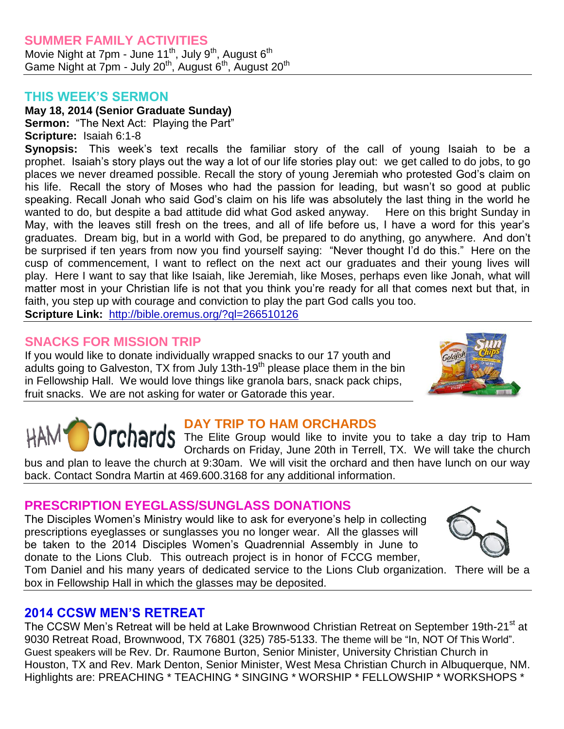## SUMMER FAMILY ACTIVITIES

Movie Night at 7pm - June 11th, July 9th, August 6th
Game Night at 7pm - July 20th, August 6th, August 20th

## THIS WEEK'S SERMON

**May 18, 2014 (Senior Graduate Sunday)**
**Sermon:** "The Next Act: Playing the Part"
**Scripture:** Isaiah 6:1-8
**Synopsis:** This week's text recalls the familiar story of the call of young Isaiah to be a prophet. Isaiah's story plays out the way a lot of our life stories play out: we get called to do jobs, to go places we never dreamed possible. Recall the story of young Jeremiah who protested God's claim on his life. Recall the story of Moses who had the passion for leading, but wasn't so good at public speaking. Recall Jonah who said God's claim on his life was absolutely the last thing in the world he wanted to do, but despite a bad attitude did what God asked anyway. Here on this bright Sunday in May, with the leaves still fresh on the trees, and all of life before us, I have a word for this year's graduates. Dream big, but in a world with God, be prepared to do anything, go anywhere. And don't be surprised if ten years from now you find yourself saying: "Never thought I'd do this." Here on the cusp of commencement, I want to reflect on the next act our graduates and their young lives will play. Here I want to say that like Isaiah, like Jeremiah, like Moses, perhaps even like Jonah, what will matter most in your Christian life is not that you think you're ready for all that comes next but that, in faith, you step up with courage and conviction to play the part God calls you too.
**Scripture Link:** http://bible.oremus.org/?ql=266510126

## SNACKS FOR MISSION TRIP

If you would like to donate individually wrapped snacks to our 17 youth and adults going to Galveston, TX from July 13th-19th please place them in the bin in Fellowship Hall. We would love things like granola bars, snack pack chips, fruit snacks. We are not asking for water or Gatorade this year.

## DAY TRIP TO HAM ORCHARDS

The Elite Group would like to invite you to take a day trip to Ham Orchards on Friday, June 20th in Terrell, TX. We will take the church bus and plan to leave the church at 9:30am. We will visit the orchard and then have lunch on our way back. Contact Sondra Martin at 469.600.3168 for any additional information.

## PRESCRIPTION EYEGLASS/SUNGLASS DONATIONS

The Disciples Women's Ministry would like to ask for everyone's help in collecting prescriptions eyeglasses or sunglasses you no longer wear. All the glasses will be taken to the 2014 Disciples Women's Quadrennial Assembly in June to donate to the Lions Club. This outreach project is in honor of FCCG member, Tom Daniel and his many years of dedicated service to the Lions Club organization. There will be a box in Fellowship Hall in which the glasses may be deposited.

## 2014 CCSW MEN'S RETREAT

The CCSW Men's Retreat will be held at Lake Brownwood Christian Retreat on September 19th-21st at 9030 Retreat Road, Brownwood, TX 76801 (325) 785-5133. The theme will be "In, NOT Of This World". Guest speakers will be Rev. Dr. Raumone Burton, Senior Minister, University Christian Church in Houston, TX and Rev. Mark Denton, Senior Minister, West Mesa Christian Church in Albuquerque, NM. Highlights are: PREACHING * TEACHING * SINGING * WORSHIP * FELLOWSHIP * WORKSHOPS *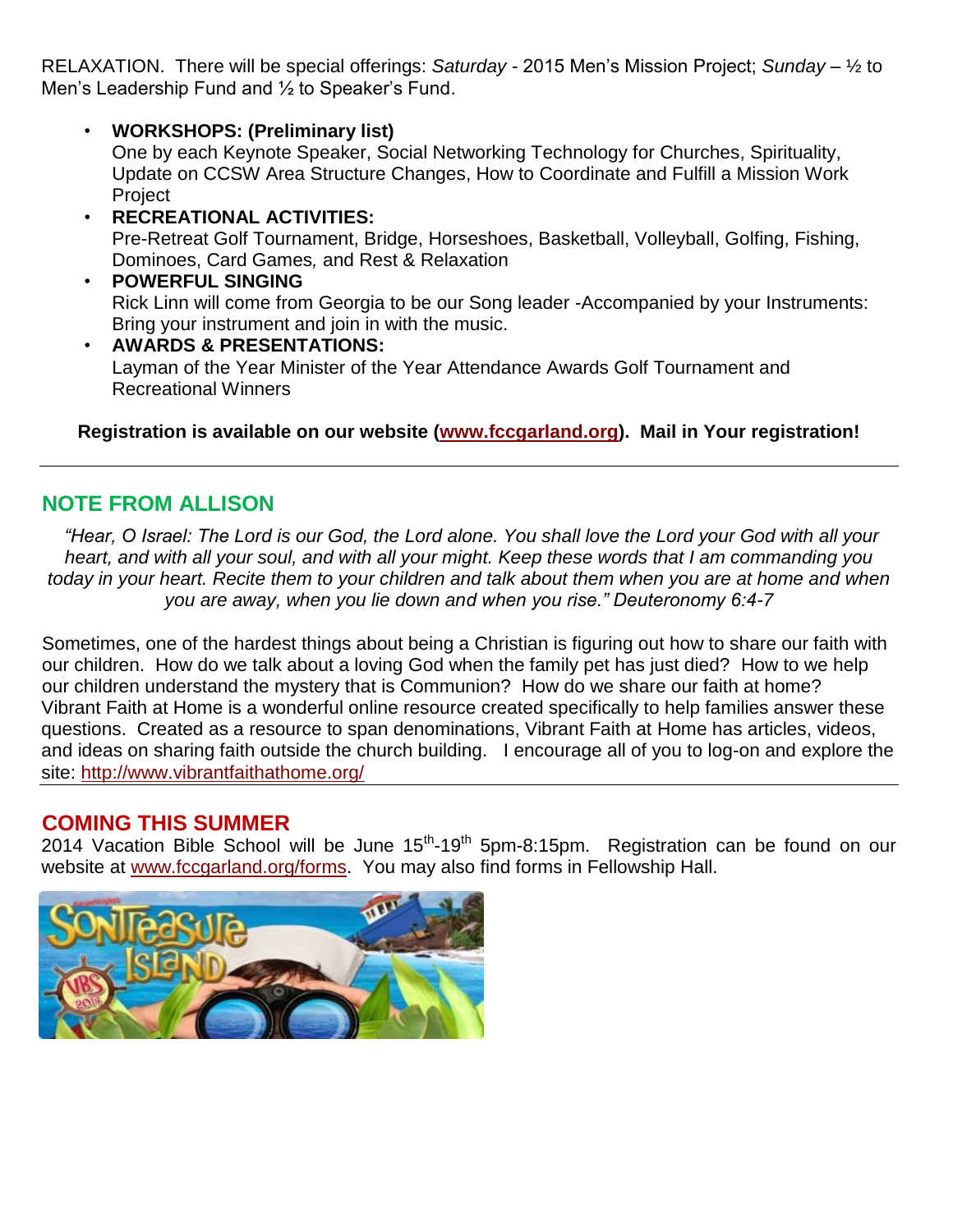RELAXATION. There will be special offerings: *Saturday* - 2015 Men's Mission Project; *Sunday* – ½ to Men's Leadership Fund and ½ to Speaker's Fund.

- **WORKSHOPS: (Preliminary list)**
  One by each Keynote Speaker, Social Networking Technology for Churches, Spirituality, Update on CCSW Area Structure Changes, How to Coordinate and Fulfill a Mission Work Project
- **RECREATIONAL ACTIVITIES:**
  Pre-Retreat Golf Tournament, Bridge, Horseshoes, Basketball, Volleyball, Golfing, Fishing, Dominoes, Card Games, and Rest & Relaxation
- **POWERFUL SINGING**
  Rick Linn will come from Georgia to be our Song leader -Accompanied by your Instruments: Bring your instrument and join in with the music.
- **AWARDS & PRESENTATIONS:**
  Layman of the Year Minister of the Year Attendance Awards Golf Tournament and Recreational Winners

**Registration is available on our website (www.fccgarland.org). Mail in Your registration!**

---

## NOTE FROM ALLISON

*"Hear, O Israel: The Lord is our God, the Lord alone. You shall love the Lord your God with all your heart, and with all your soul, and with all your might. Keep these words that I am commanding you today in your heart. Recite them to your children and talk about them when you are at home and when you are away, when you lie down and when you rise." Deuteronomy 6:4-7*

Sometimes, one of the hardest things about being a Christian is figuring out how to share our faith with our children. How do we talk about a loving God when the family pet has just died? How to we help our children understand the mystery that is Communion? How do we share our faith at home? Vibrant Faith at Home is a wonderful online resource created specifically to help families answer these questions. Created as a resource to span denominations, Vibrant Faith at Home has articles, videos, and ideas on sharing faith outside the church building. I encourage all of you to log-on and explore the site: http://www.vibrantfaithathome.org/

---

## COMING THIS SUMMER

2014 Vacation Bible School will be June 15th-19th 5pm-8:15pm. Registration can be found on our website at www.fccgarland.org/forms. You may also find forms in Fellowship Hall.